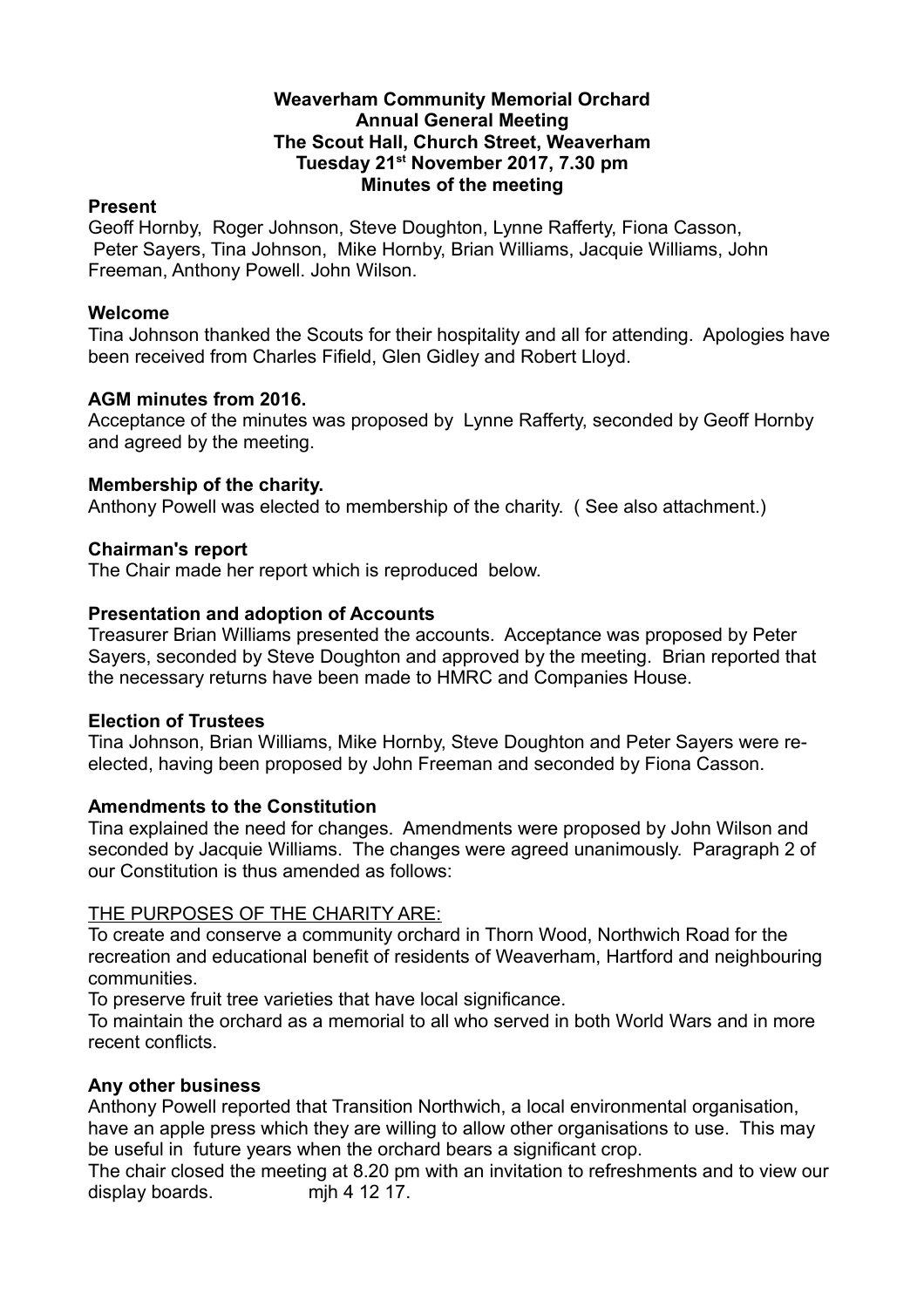# Weaverham Community Memorial Orchard
## Annual General Meeting
## The Scout Hall, Church Street, Weaverham
## Tuesday 21st November 2017, 7.30 pm
## Minutes of the meeting

**Present**

Geoff Hornby, Roger Johnson, Steve Doughton, Lynne Rafferty, Fiona Casson, Peter Sayers, Tina Johnson, Mike Hornby, Brian Williams, Jacquie Williams, John Freeman, Anthony Powell. John Wilson.

**Welcome**

Tina Johnson thanked the Scouts for their hospitality and all for attending. Apologies have been received from Charles Fifield, Glen Gidley and Robert Lloyd.

**AGM minutes from 2016.**

Acceptance of the minutes was proposed by Lynne Rafferty, seconded by Geoff Hornby and agreed by the meeting.

**Membership of the charity.**

Anthony Powell was elected to membership of the charity. ( See also attachment.)

**Chairman's report**

The Chair made her report which is reproduced below.

**Presentation and adoption of Accounts**

Treasurer Brian Williams presented the accounts. Acceptance was proposed by Peter Sayers, seconded by Steve Doughton and approved by the meeting. Brian reported that the necessary returns have been made to HMRC and Companies House.

**Election of Trustees**

Tina Johnson, Brian Williams, Mike Hornby, Steve Doughton and Peter Sayers were re-elected, having been proposed by John Freeman and seconded by Fiona Casson.

**Amendments to the Constitution**

Tina explained the need for changes. Amendments were proposed by John Wilson and seconded by Jacquie Williams. The changes were agreed unanimously. Paragraph 2 of our Constitution is thus amended as follows:

<u>THE PURPOSES OF THE CHARITY ARE:</u>

To create and conserve a community orchard in Thorn Wood, Northwich Road for the recreation and educational benefit of residents of Weaverham, Hartford and neighbouring communities.

To preserve fruit tree varieties that have local significance.

To maintain the orchard as a memorial to all who served in both World Wars and in more recent conflicts.

**Any other business**

Anthony Powell reported that Transition Northwich, a local environmental organisation, have an apple press which they are willing to allow other organisations to use. This may be useful in future years when the orchard bears a significant crop.

The chair closed the meeting at 8.20 pm with an invitation to refreshments and to view our display boards. mjh 4 12 17.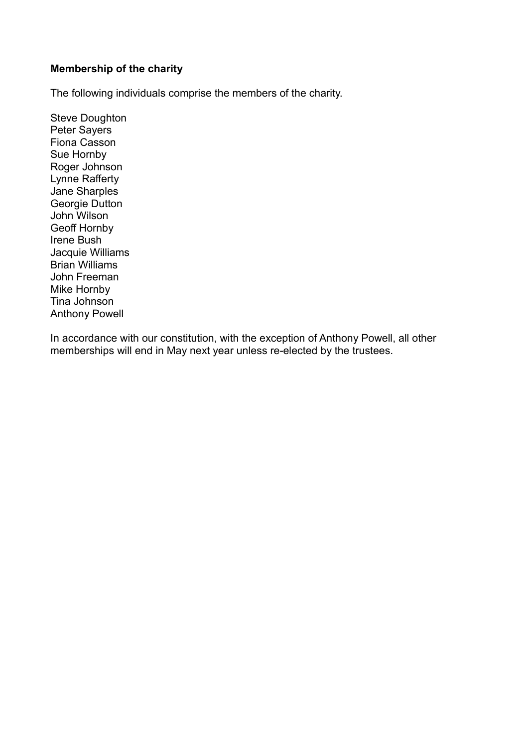**Membership of the charity**

The following individuals comprise the members of the charity.

Steve Doughton
Peter Sayers
Fiona Casson
Sue Hornby
Roger Johnson
Lynne Rafferty
Jane Sharples
Georgie Dutton
John Wilson
Geoff Hornby
Irene Bush
Jacquie Williams
Brian Williams
John Freeman
Mike Hornby
Tina Johnson
Anthony Powell

In accordance with our constitution, with the exception of Anthony Powell, all other memberships will end in May next year unless re-elected by the trustees.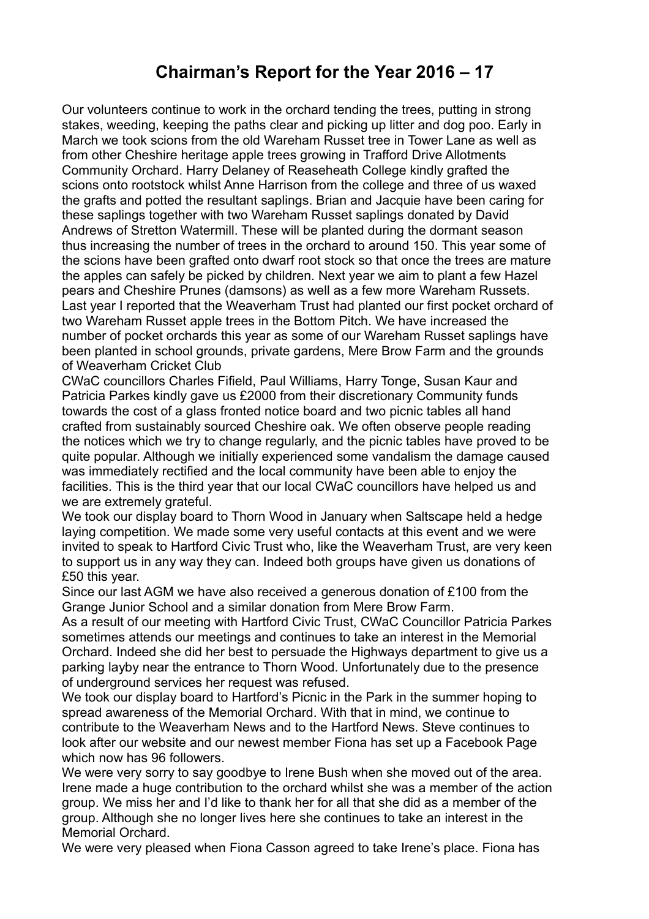# Chairman's Report for the Year 2016 – 17

Our volunteers continue to work in the orchard tending the trees, putting in strong stakes, weeding, keeping the paths clear and picking up litter and dog poo. Early in March we took scions from the old Wareham Russet tree in Tower Lane as well as from other Cheshire heritage apple trees growing in Trafford Drive Allotments Community Orchard. Harry Delaney of Reaseheath College kindly grafted the scions onto rootstock whilst Anne Harrison from the college and three of us waxed the grafts and potted the resultant saplings. Brian and Jacquie have been caring for these saplings together with two Wareham Russet saplings donated by David Andrews of Stretton Watermill. These will be planted during the dormant season thus increasing the number of trees in the orchard to around 150. This year some of the scions have been grafted onto dwarf root stock so that once the trees are mature the apples can safely be picked by children. Next year we aim to plant a few Hazel pears and Cheshire Prunes (damsons) as well as a few more Wareham Russets. Last year I reported that the Weaverham Trust had planted our first pocket orchard of two Wareham Russet apple trees in the Bottom Pitch. We have increased the number of pocket orchards this year as some of our Wareham Russet saplings have been planted in school grounds, private gardens, Mere Brow Farm and the grounds of Weaverham Cricket Club

CWaC councillors Charles Fifield, Paul Williams, Harry Tonge, Susan Kaur and Patricia Parkes kindly gave us £2000 from their discretionary Community funds towards the cost of a glass fronted notice board and two picnic tables all hand crafted from sustainably sourced Cheshire oak. We often observe people reading the notices which we try to change regularly, and the picnic tables have proved to be quite popular. Although we initially experienced some vandalism the damage caused was immediately rectified and the local community have been able to enjoy the facilities. This is the third year that our local CWaC councillors have helped us and we are extremely grateful.

We took our display board to Thorn Wood in January when Saltscape held a hedge laying competition. We made some very useful contacts at this event and we were invited to speak to Hartford Civic Trust who, like the Weaverham Trust, are very keen to support us in any way they can. Indeed both groups have given us donations of £50 this year.

Since our last AGM we have also received a generous donation of £100 from the Grange Junior School and a similar donation from Mere Brow Farm.

As a result of our meeting with Hartford Civic Trust, CWaC Councillor Patricia Parkes sometimes attends our meetings and continues to take an interest in the Memorial Orchard. Indeed she did her best to persuade the Highways department to give us a parking layby near the entrance to Thorn Wood. Unfortunately due to the presence of underground services her request was refused.

We took our display board to Hartford's Picnic in the Park in the summer hoping to spread awareness of the Memorial Orchard. With that in mind, we continue to contribute to the Weaverham News and to the Hartford News. Steve continues to look after our website and our newest member Fiona has set up a Facebook Page which now has 96 followers.

We were very sorry to say goodbye to Irene Bush when she moved out of the area. Irene made a huge contribution to the orchard whilst she was a member of the action group. We miss her and I'd like to thank her for all that she did as a member of the group. Although she no longer lives here she continues to take an interest in the Memorial Orchard.

We were very pleased when Fiona Casson agreed to take Irene's place. Fiona has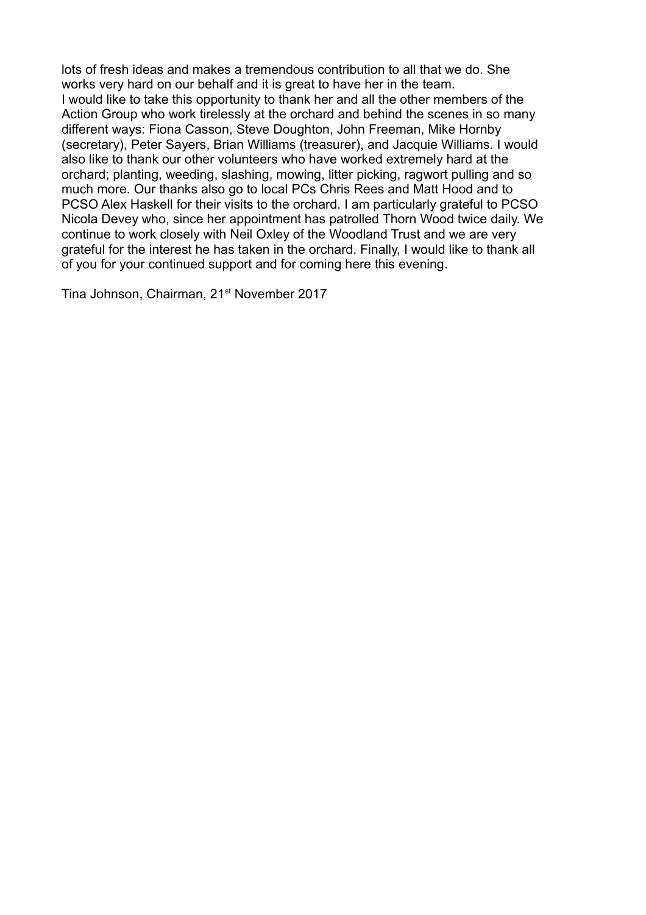lots of fresh ideas and makes a tremendous contribution to all that we do. She works very hard on our behalf and it is great to have her in the team.
I would like to take this opportunity to thank her and all the other members of the Action Group who work tirelessly at the orchard and behind the scenes in so many different ways: Fiona Casson, Steve Doughton, John Freeman, Mike Hornby (secretary), Peter Sayers, Brian Williams (treasurer), and Jacquie Williams. I would also like to thank our other volunteers who have worked extremely hard at the orchard; planting, weeding, slashing, mowing, litter picking, ragwort pulling and so much more. Our thanks also go to local PCs Chris Rees and Matt Hood and to PCSO Alex Haskell for their visits to the orchard. I am particularly grateful to PCSO Nicola Devey who, since her appointment has patrolled Thorn Wood twice daily. We continue to work closely with Neil Oxley of the Woodland Trust and we are very grateful for the interest he has taken in the orchard. Finally, I would like to thank all of you for your continued support and for coming here this evening.

Tina Johnson, Chairman, 21st November 2017